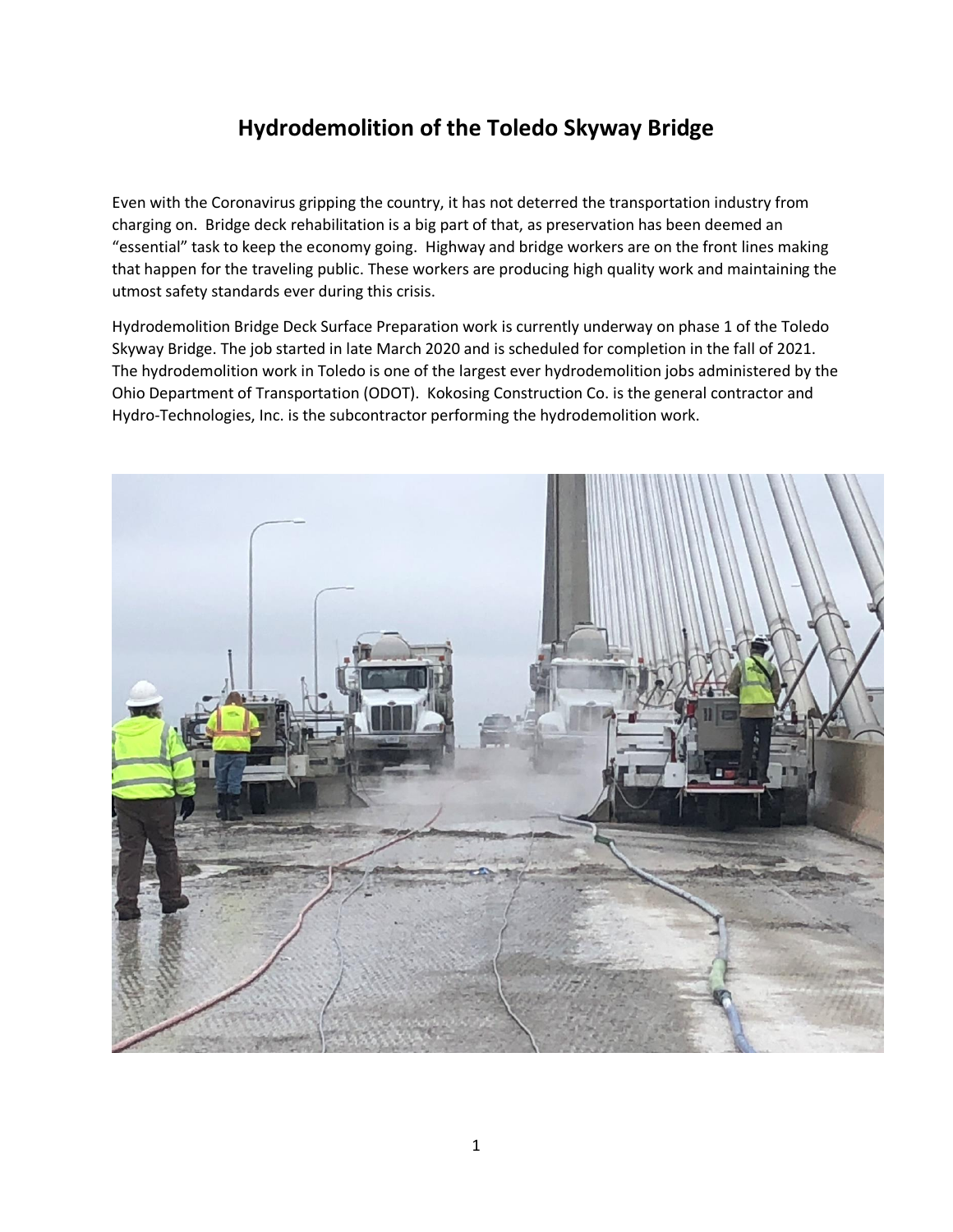# Hydrodemolition of the Toledo Skyway Bridge

Even with the Coronavirus gripping the country, it has not deterred the transportation industry from charging on. Bridge deck rehabilitation is a big part of that, as preservation has been deemed an "essential" task to keep the economy going. Highway and bridge workers are on the front lines making that happen for the traveling public. These workers are producing high quality work and maintaining the utmost safety standards ever during this crisis.

Hydrodemolition Bridge Deck Surface Preparation work is currently underway on phase 1 of the Toledo Skyway Bridge. The job started in late March 2020 and is scheduled for completion in the fall of 2021. The hydrodemolition work in Toledo is one of the largest ever hydrodemolition jobs administered by the Ohio Department of Transportation (ODOT). Kokosing Construction Co. is the general contractor and Hydro-Technologies, Inc. is the subcontractor performing the hydrodemolition work.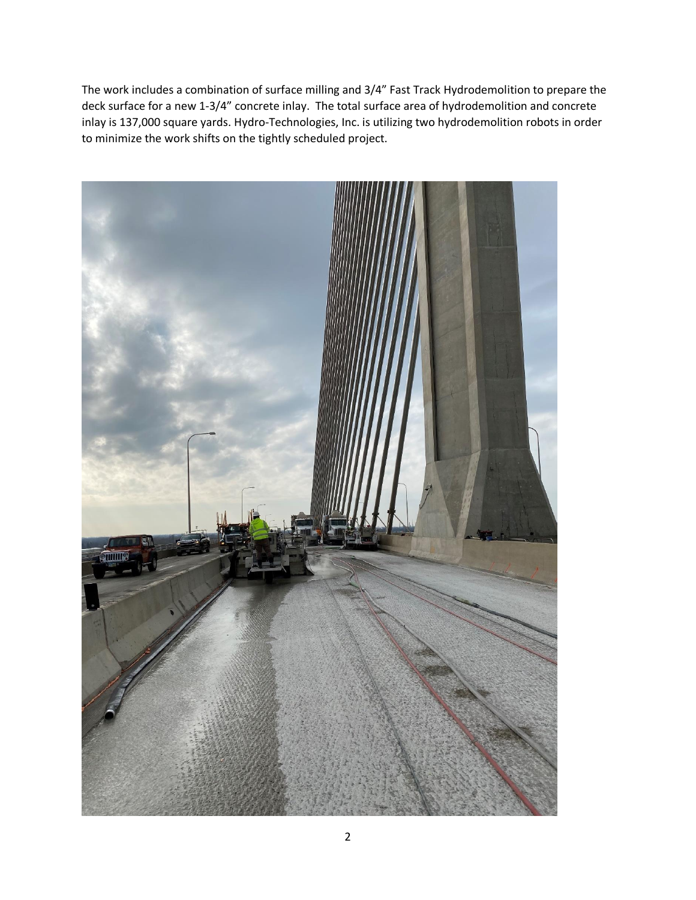The work includes a combination of surface milling and 3/4" Fast Track Hydrodemolition to prepare the deck surface for a new 1-3/4" concrete inlay. The total surface area of hydrodemolition and concrete inlay is 137,000 square yards. Hydro-Technologies, Inc. is utilizing two hydrodemolition robots in order to minimize the work shifts on the tightly scheduled project.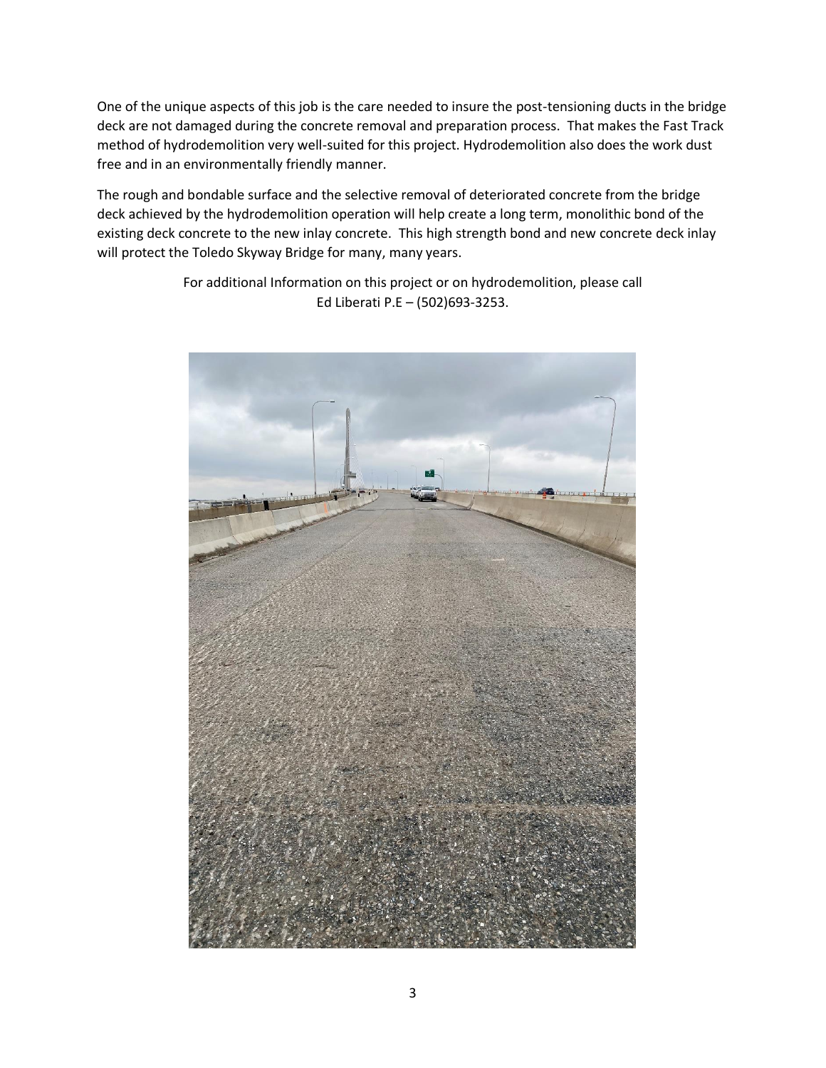One of the unique aspects of this job is the care needed to insure the post-tensioning ducts in the bridge deck are not damaged during the concrete removal and preparation process. That makes the Fast Track method of hydrodemolition very well-suited for this project. Hydrodemolition also does the work dust free and in an environmentally friendly manner.

The rough and bondable surface and the selective removal of deteriorated concrete from the bridge deck achieved by the hydrodemolition operation will help create a long term, monolithic bond of the existing deck concrete to the new inlay concrete. This high strength bond and new concrete deck inlay will protect the Toledo Skyway Bridge for many, many years.

For additional Information on this project or on hydrodemolition, please call
Ed Liberati P.E – (502)693-3253.